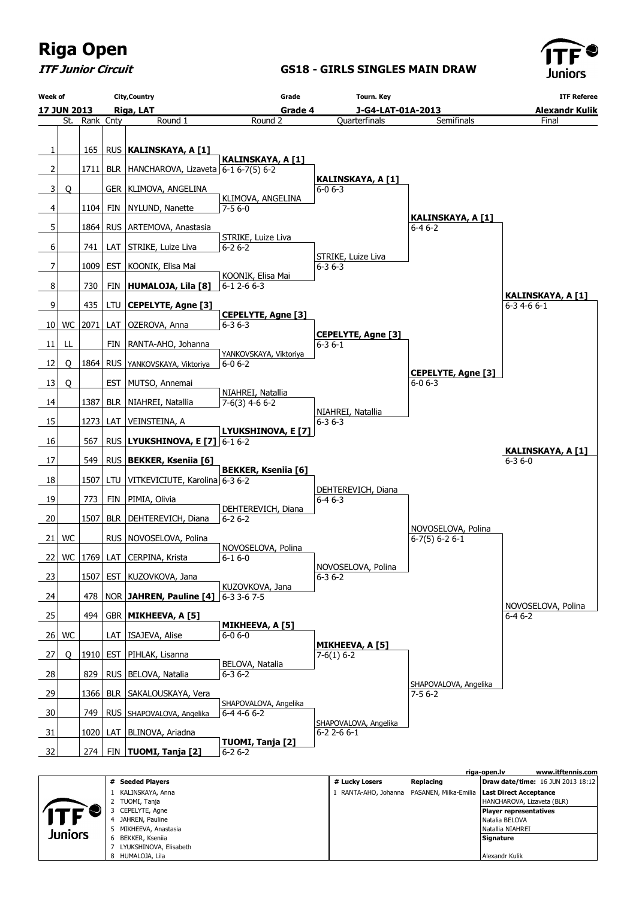# Riga Open

***ITF Junior Circuit***

## GS18 - GIRLS SINGLES MAIN DRAW

| Week of | City,Country | Grade | Tourn. Key | ITF Referee |
|---|---|---|---|---|
| 17 JUN 2013 | Riga, LAT | Grade 4 | J-G4-LAT-01A-2013 | Alexandr Kulik |

### Round 1

| # | St. | Rank | Cnty | Round 1 |
|---|---|---|---|---|
| 1 | | 165 | RUS | **KALINSKAYA, A [1]** |
| 2 | | 1711 | BLR | HANCHAROVA, Lizaveta |
| 3 | Q | | GER | KLIMOVA, ANGELINA |
| 4 | | 1104 | FIN | NYLUND, Nanette |
| 5 | | 1864 | RUS | ARTEMOVA, Anastasia |
| 6 | | 741 | LAT | STRIKE, Luize Liva |
| 7 | | 1009 | EST | KOONIK, Elisa Mai |
| 8 | | 730 | FIN | **HUMALOJA, Lila [8]** |
| 9 | | 435 | LTU | **CEPELYTE, Agne [3]** |
| 10 | WC | 2071 | LAT | OZEROVA, Anna |
| 11 | LL | | FIN | RANTA-AHO, Johanna |
| 12 | Q | 1864 | RUS | YANKOVSKAYA, Viktoriya |
| 13 | Q | | EST | MUTSO, Annemai |
| 14 | | 1387 | BLR | NIAHREI, Natallia |
| 15 | | 1273 | LAT | VEINSTEINA, A |
| 16 | | 567 | RUS | **LYUKSHINOVA, E [7]** |
| 17 | | 549 | RUS | **BEKKER, Kseniia [6]** |
| 18 | | 1507 | LTU | VITKEVICIUTE, Karolina |
| 19 | | 773 | FIN | PIMIA, Olivia |
| 20 | | 1507 | BLR | DEHTEREVICH, Diana |
| 21 | WC | | RUS | NOVOSELOVA, Polina |
| 22 | WC | 1769 | LAT | CERPINA, Krista |
| 23 | | 1507 | EST | KUZOVKOVA, Jana |
| 24 | | 478 | NOR | **JAHREN, Pauline [4]** |
| 25 | | 494 | GBR | **MIKHEEVA, A [5]** |
| 26 | WC | | LAT | ISAJEVA, Alise |
| 27 | Q | 1910 | EST | PIHLAK, Lisanna |
| 28 | | 829 | RUS | BELOVA, Natalia |
| 29 | | 1366 | BLR | SAKALOUSKAYA, Vera |
| 30 | | 749 | RUS | SHAPOVALOVA, Angelika |
| 31 | | 1020 | LAT | BLINOVA, Ariadna |
| 32 | | 274 | FIN | **TUOMI, Tanja [2]** |

### Round 2

| Winner | Score |
|---|---|
| **KALINSKAYA, A [1]** | 6-1 6-7(5) 6-2 |
| KLIMOVA, ANGELINA | 7-5 6-0 |
| STRIKE, Luize Liva | 6-2 6-2 |
| KOONIK, Elisa Mai | 6-1 2-6 6-3 |
| **CEPELYTE, Agne [3]** | 6-3 6-3 |
| YANKOVSKAYA, Viktoriya | 6-0 6-2 |
| NIAHREI, Natallia | 7-6(3) 4-6 6-2 |
| **LYUKSHINOVA, E [7]** | 6-1 6-2 |
| **BEKKER, Kseniia [6]** | 6-3 6-2 |
| DEHTEREVICH, Diana | 6-2 6-2 |
| NOVOSELOVA, Polina | 6-1 6-0 |
| KUZOVKOVA, Jana | 6-3 3-6 7-5 |
| **MIKHEEVA, A [5]** | 6-0 6-0 |
| BELOVA, Natalia | 6-3 6-2 |
| SHAPOVALOVA, Angelika | 6-4 4-6 6-2 |
| **TUOMI, Tanja [2]** | 6-2 6-2 |

### Quarterfinals

| Winner | Score |
|---|---|
| **KALINSKAYA, A [1]** | 6-0 6-3 |
| STRIKE, Luize Liva | 6-3 6-3 |
| **CEPELYTE, Agne [3]** | 6-3 6-1 |
| NIAHREI, Natallia | 6-3 6-3 |
| DEHTEREVICH, Diana | 6-4 6-3 |
| NOVOSELOVA, Polina | 6-3 6-2 |
| **MIKHEEVA, A [5]** | 7-6(1) 6-2 |
| SHAPOVALOVA, Angelika | 6-2 2-6 6-1 |

### Semifinals

| Winner | Score |
|---|---|
| **KALINSKAYA, A [1]** | 6-4 6-2 |
| **CEPELYTE, Agne [3]** | 6-0 6-3 |
| NOVOSELOVA, Polina | 6-7(5) 6-2 6-1 |
| SHAPOVALOVA, Angelika | 7-5 6-2 |

### Final

| Winner | Score |
|---|---|
| **KALINSKAYA, A [1]** | 6-3 4-6 6-1 |
| NOVOSELOVA, Polina | 6-4 6-2 |

### Winner

**KALINSKAYA, A [1]** 6-3 6-0

riga-open.lv www.itftennis.com

| # | Seeded Players |
|---|---|
| 1 | KALINSKAYA, Anna |
| 2 | TUOMI, Tanja |
| 3 | CEPELYTE, Agne |
| 4 | JAHREN, Pauline |
| 5 | MIKHEEVA, Anastasia |
| 6 | BEKKER, Kseniia |
| 7 | LYUKSHINOVA, Elisabeth |
| 8 | HUMALOJA, Lila |

| # | Lucky Losers | Replacing |
|---|---|---|
| 1 | RANTA-AHO, Johanna | PASANEN, Milka-Emilia |

**Draw date/time:** 16 JUN 2013 18:12

**Last Direct Acceptance**
HANCHAROVA, Lizaveta (BLR)

**Player representatives**
Natalia BELOVA
Natallia NIAHREI

**Signature**
Alexandr Kulik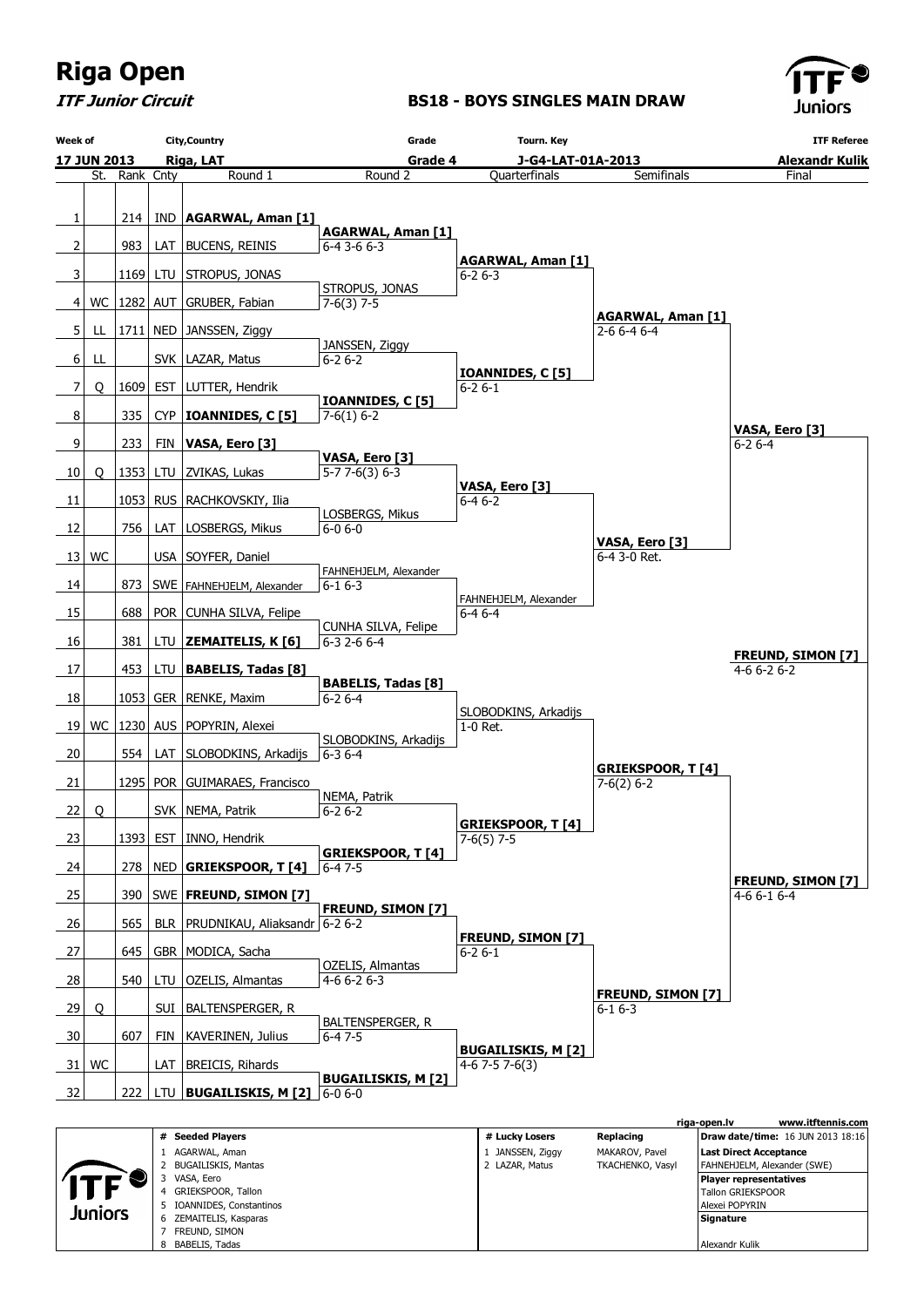# Riga Open

***ITF Junior Circuit***

**BS18 - BOYS SINGLES MAIN DRAW**

| Week of | City,Country | Grade | Tourn. Key | ITF Referee |
|---|---|---|---|---|
| 17 JUN 2013 | Riga, LAT | Grade 4 | J-G4-LAT-01A-2013 | Alexandr Kulik |

| # | St. | Rank | Cnty | Round 1 | Round 2 | Quarterfinals | Semifinals | Final |
|---|---|---|---|---|---|---|---|---|
| 1 | | 214 | IND | **AGARWAL, Aman [1]** | | | | |
| | | | | | **AGARWAL, Aman [1]** 6-4 3-6 6-3 | | | |
| 2 | | 983 | LAT | BUCENS, REINIS | | | | |
| | | | | | | **AGARWAL, Aman [1]** 6-2 6-3 | | |
| 3 | | 1169 | LTU | STROPUS, JONAS | | | | |
| | | | | | STROPUS, JONAS 7-6(3) 7-5 | | | |
| 4 | WC | 1282 | AUT | GRUBER, Fabian | | | | |
| | | | | | | | **AGARWAL, Aman [1]** 2-6 6-4 6-4 | |
| 5 | LL | 1711 | NED | JANSSEN, Ziggy | | | | |
| | | | | | JANSSEN, Ziggy 6-2 6-2 | | | |
| 6 | LL | | SVK | LAZAR, Matus | | | | |
| | | | | | | **IOANNIDES, C [5]** 6-2 6-1 | | |
| 7 | Q | 1609 | EST | LUTTER, Hendrik | | | | |
| | | | | | **IOANNIDES, C [5]** 7-6(1) 6-2 | | | |
| 8 | | 335 | CYP | **IOANNIDES, C [5]** | | | | |
| | | | | | | | | **VASA, Eero [3]** 6-2 6-4 |
| 9 | | 233 | FIN | **VASA, Eero [3]** | | | | |
| | | | | | **VASA, Eero [3]** 5-7 7-6(3) 6-3 | | | |
| 10 | Q | 1353 | LTU | ZVIKAS, Lukas | | | | |
| | | | | | | **VASA, Eero [3]** 6-4 6-2 | | |
| 11 | | 1053 | RUS | RACHKOVSKIY, Ilia | | | | |
| | | | | | LOSBERGS, Mikus 6-0 6-0 | | | |
| 12 | | 756 | LAT | LOSBERGS, Mikus | | | | |
| | | | | | | | **VASA, Eero [3]** 6-4 3-0 Ret. | |
| 13 | WC | | USA | SOYFER, Daniel | | | | |
| | | | | | FAHNEHJELM, Alexander 6-1 6-3 | | | |
| 14 | | 873 | SWE | FAHNEHJELM, Alexander | | | | |
| | | | | | | FAHNEHJELM, Alexander 6-4 6-4 | | |
| 15 | | 688 | POR | CUNHA SILVA, Felipe | | | | |
| | | | | | CUNHA SILVA, Felipe 6-3 2-6 6-4 | | | |
| 16 | | 381 | LTU | **ZEMAITELIS, K [6]** | | | | |
| | | | | | | | | **FREUND, SIMON [7]** 4-6 6-2 6-2 |
| 17 | | 453 | LTU | **BABELIS, Tadas [8]** | | | | |
| | | | | | **BABELIS, Tadas [8]** 6-2 6-4 | | | |
| 18 | | 1053 | GER | RENKE, Maxim | | | | |
| | | | | | | SLOBODKINS, Arkadijs 1-0 Ret. | | |
| 19 | WC | 1230 | AUS | POPYRIN, Alexei | | | | |
| | | | | | SLOBODKINS, Arkadijs 6-3 6-4 | | | |
| 20 | | 554 | LAT | SLOBODKINS, Arkadijs | | | | |
| | | | | | | | **GRIEKSPOOR, T [4]** 7-6(2) 6-2 | |
| 21 | | 1295 | POR | GUIMARAES, Francisco | | | | |
| | | | | | NEMA, Patrik 6-2 6-2 | | | |
| 22 | Q | | SVK | NEMA, Patrik | | | | |
| | | | | | | **GRIEKSPOOR, T [4]** 7-6(5) 7-5 | | |
| 23 | | 1393 | EST | INNO, Hendrik | | | | |
| | | | | | **GRIEKSPOOR, T [4]** 6-4 7-5 | | | |
| 24 | | 278 | NED | **GRIEKSPOOR, T [4]** | | | | |
| | | | | | | | | **FREUND, SIMON [7]** 4-6 6-1 6-4 |
| 25 | | 390 | SWE | **FREUND, SIMON [7]** | | | | |
| | | | | | **FREUND, SIMON [7]** 6-2 6-2 | | | |
| 26 | | 565 | BLR | PRUDNIKAU, Aliaksandr | | | | |
| | | | | | | **FREUND, SIMON [7]** 6-2 6-1 | | |
| 27 | | 645 | GBR | MODICA, Sacha | | | | |
| | | | | | OZELIS, Almantas 4-6 6-2 6-3 | | | |
| 28 | | 540 | LTU | OZELIS, Almantas | | | | |
| | | | | | | | **FREUND, SIMON [7]** 6-1 6-3 | |
| 29 | Q | | SUI | BALTENSPERGER, R | | | | |
| | | | | | BALTENSPERGER, R 6-4 7-5 | | | |
| 30 | | 607 | FIN | KAVERINEN, Julius | | | | |
| | | | | | | **BUGAILISKIS, M [2]** 4-6 7-5 7-6(3) | | |
| 31 | WC | | LAT | BREICIS, Rihards | | | | |
| | | | | | **BUGAILISKIS, M [2]** 6-0 6-0 | | | |
| 32 | | 222 | LTU | **BUGAILISKIS, M [2]** | | | | |

riga-open.lv — www.itftennis.com

| # | Seeded Players |
|---|---|
| 1 | AGARWAL, Aman |
| 2 | BUGAILISKIS, Mantas |
| 3 | VASA, Eero |
| 4 | GRIEKSPOOR, Tallon |
| 5 | IOANNIDES, Constantinos |
| 6 | ZEMAITELIS, Kasparas |
| 7 | FREUND, SIMON |
| 8 | BABELIS, Tadas |

| # | Lucky Losers | Replacing |
|---|---|---|
| 1 | JANSSEN, Ziggy | MAKAROV, Pavel |
| 2 | LAZAR, Matus | TKACHENKO, Vasyl |

**Draw date/time:** 16 JUN 2013 18:16

**Last Direct Acceptance**
FAHNEHJELM, Alexander (SWE)

**Player representatives**
Tallon GRIEKSPOOR
Alexei POPYRIN

**Signature**
Alexandr Kulik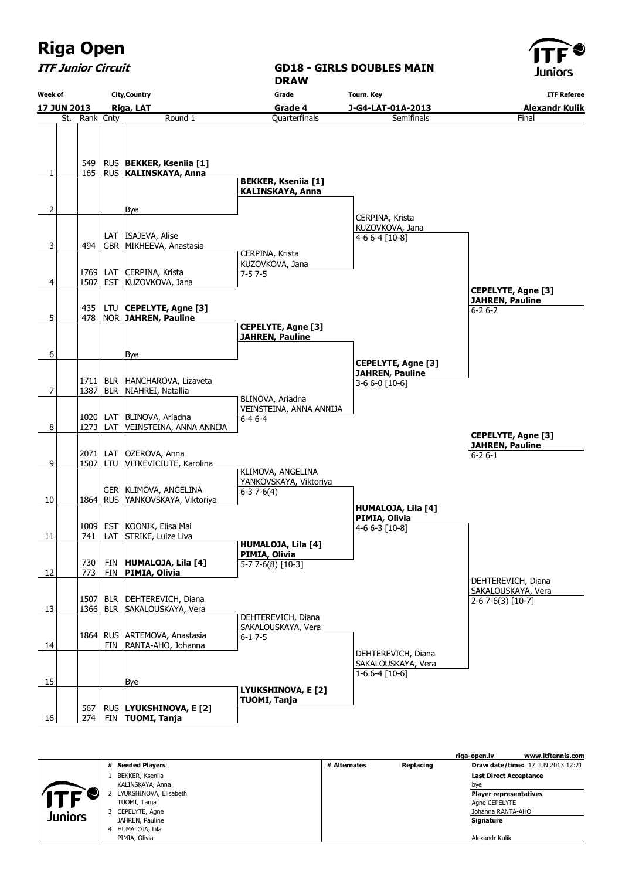# Riga Open

**ITF Junior Circuit**

## GD18 - GIRLS DOUBLES MAIN DRAW

| Week of | City,Country | Grade | Tourn. Key | ITF Referee |
|---|---|---|---|---|
| 17 JUN 2013 | Riga, LAT | Grade 4 | J-G4-LAT-01A-2013 | Alexandr Kulik |

### Round 1

| # | St. | Rank | Cnty | Round 1 |
|---|---|---|---|---|
| 1 | | 549 | RUS | **BEKKER, Kseniia [1]** |
| | | 165 | RUS | **KALINSKAYA, Anna** |
| 2 | | | | Bye |
| 3 | | | LAT | ISAJEVA, Alise |
| | | 494 | GBR | MIKHEEVA, Anastasia |
| 4 | | 1769 | LAT | CERPINA, Krista |
| | | 1507 | EST | KUZOVKOVA, Jana |
| 5 | | 435 | LTU | **CEPELYTE, Agne [3]** |
| | | 478 | NOR | **JAHREN, Pauline** |
| 6 | | | | Bye |
| 7 | | 1711 | BLR | HANCHAROVA, Lizaveta |
| | | 1387 | BLR | NIAHREI, Natallia |
| 8 | | 1020 | LAT | BLINOVA, Ariadna |
| | | 1273 | LAT | VEINSTEINA, ANNA ANNIJA |
| 9 | | 2071 | LAT | OZEROVA, Anna |
| | | 1507 | LTU | VITKEVICIUTE, Karolina |
| 10 | | | GER | KLIMOVA, ANGELINA |
| | | 1864 | RUS | YANKOVSKAYA, Viktoriya |
| 11 | | 1009 | EST | KOONIK, Elisa Mai |
| | | 741 | LAT | STRIKE, Luize Liva |
| 12 | | 730 | FIN | **HUMALOJA, Lila [4]** |
| | | 773 | FIN | **PIMIA, Olivia** |
| 13 | | 1507 | BLR | DEHTEREVICH, Diana |
| | | 1366 | BLR | SAKALOUSKAYA, Vera |
| 14 | | 1864 | RUS | ARTEMOVA, Anastasia |
| | | | FIN | RANTA-AHO, Johanna |
| 15 | | | | Bye |
| 16 | | 567 | RUS | **LYUKSHINOVA, E [2]** |
| | | 274 | FIN | **TUOMI, Tanja** |

### Quarterfinals

| Winner | Score |
|---|---|
| **BEKKER, Kseniia [1] / KALINSKAYA, Anna** | |
| CERPINA, Krista / KUZOVKOVA, Jana | 7-5 7-5 |
| **CEPELYTE, Agne [3] / JAHREN, Pauline** | |
| BLINOVA, Ariadna / VEINSTEINA, ANNA ANNIJA | 6-4 6-4 |
| KLIMOVA, ANGELINA / YANKOVSKAYA, Viktoriya | 6-3 7-6(4) |
| **HUMALOJA, Lila [4] / PIMIA, Olivia** | 5-7 7-6(8) [10-3] |
| DEHTEREVICH, Diana / SAKALOUSKAYA, Vera | 6-1 7-5 |
| **LYUKSHINOVA, E [2] / TUOMI, Tanja** | |

### Semifinals

| Winner | Score |
|---|---|
| CERPINA, Krista / KUZOVKOVA, Jana | 4-6 6-4 [10-8] |
| **CEPELYTE, Agne [3] / JAHREN, Pauline** | 3-6 6-0 [10-6] |
| **HUMALOJA, Lila [4] / PIMIA, Olivia** | 4-6 6-3 [10-8] |
| DEHTEREVICH, Diana / SAKALOUSKAYA, Vera | 1-6 6-4 [10-6] |

### Final

| Winner | Score |
|---|---|
| **CEPELYTE, Agne [3] / JAHREN, Pauline** | 6-2 6-2 |
| DEHTEREVICH, Diana / SAKALOUSKAYA, Vera | 2-6 7-6(3) [10-7] |

### Champions

**CEPELYTE, Agne [3] / JAHREN, Pauline** — 6-2 6-1

---

riga-open.lv www.itftennis.com

| # | Seeded Players | # Alternates | Replacing | |
|---|---|---|---|---|
| 1 | BEKKER, Kseniia / KALINSKAYA, Anna | | | **Draw date/time:** 17 JUN 2013 12:21 |
| 2 | LYUKSHINOVA, Elisabeth / TUOMI, Tanja | | | **Last Direct Acceptance:** bye |
| 3 | CEPELYTE, Agne / JAHREN, Pauline | | | **Player representatives:** Agne CEPELYTE, Johanna RANTA-AHO |
| 4 | HUMALOJA, Lila / PIMIA, Olivia | | | **Signature:** Alexandr Kulik |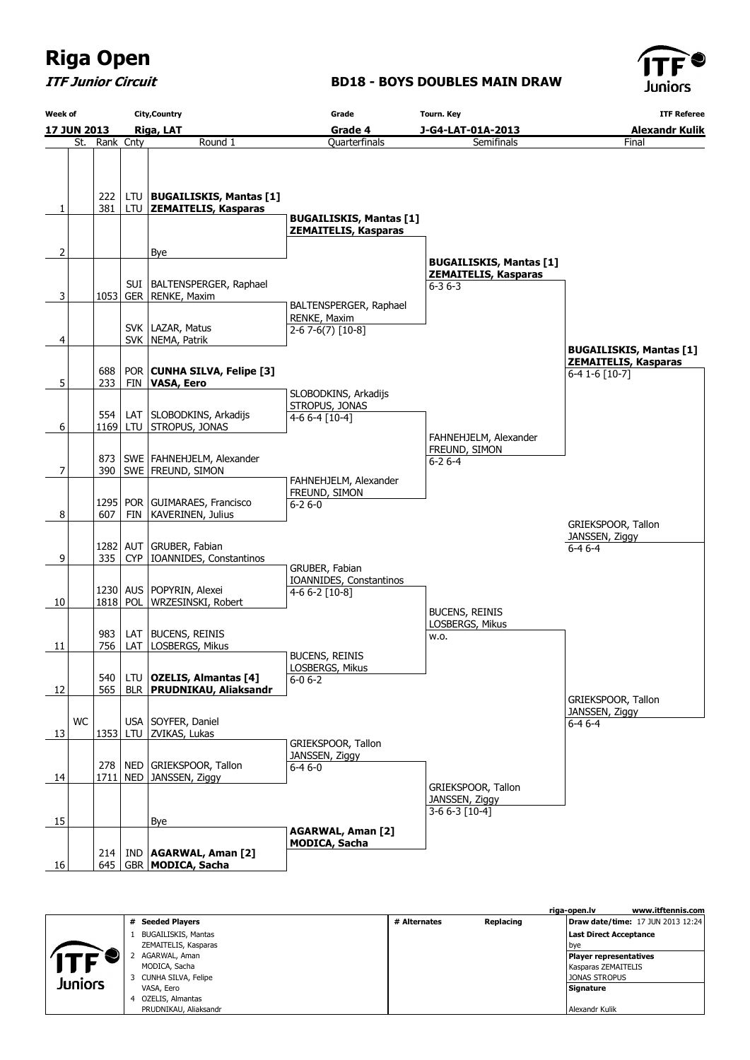# Riga Open

***ITF Junior Circuit***

## BD18 - BOYS DOUBLES MAIN DRAW

| Week of | City,Country | Grade | Tourn. Key | ITF Referee |
|---|---|---|---|---|
| **17 JUN 2013** | **Riga, LAT** | **Grade 4** | **J-G4-LAT-01A-2013** | **Alexandr Kulik** |

| # | St. | Rank | Cnty | Round 1 | Quarterfinals | Semifinals | Final |
|---|---|---|---|---|---|---|---|
| 1 | | 222 / 381 | LTU / LTU | **BUGAILISKIS, Mantas [1]** / **ZEMAITELIS, Kasparas** | **BUGAILISKIS, Mantas [1]** / **ZEMAITELIS, Kasparas** | **BUGAILISKIS, Mantas [1]** / **ZEMAITELIS, Kasparas** 6-3 6-3 | **BUGAILISKIS, Mantas [1]** / **ZEMAITELIS, Kasparas** 6-4 1-6 [10-7] |
| 2 | | | | Bye | | | |
| 3 | | 1053 | SUI / GER | BALTENSPERGER, Raphael / RENKE, Maxim | BALTENSPERGER, Raphael / RENKE, Maxim 2-6 7-6(7) [10-8] | | |
| 4 | | | SVK / SVK | LAZAR, Matus / NEMA, Patrik | | | |
| 5 | | 688 / 233 | POR / FIN | **CUNHA SILVA, Felipe [3]** / **VASA, Eero** | SLOBODKINS, Arkadijs / STROPUS, JONAS 4-6 6-4 [10-4] | FAHNEHJELM, Alexander / FREUND, SIMON 6-2 6-4 | |
| 6 | | 554 / 1169 | LAT / LTU | SLOBODKINS, Arkadijs / STROPUS, JONAS | | | |
| 7 | | 873 / 390 | SWE / SWE | FAHNEHJELM, Alexander / FREUND, SIMON | FAHNEHJELM, Alexander / FREUND, SIMON 6-2 6-0 | | |
| 8 | | 1295 / 607 | POR / FIN | GUIMARAES, Francisco / KAVERINEN, Julius | | | |
| 9 | | 1282 / 335 | AUT / CYP | GRUBER, Fabian / IOANNIDES, Constantinos | GRUBER, Fabian / IOANNIDES, Constantinos 4-6 6-2 [10-8] | BUCENS, REINIS / LOSBERGS, Mikus w.o. | GRIEKSPOOR, Tallon / JANSSEN, Ziggy 6-4 6-4 |
| 10 | | 1230 / 1818 | AUS / POL | POPYRIN, Alexei / WRZESINSKI, Robert | | | |
| 11 | | 983 / 756 | LAT / LAT | BUCENS, REINIS / LOSBERGS, Mikus | BUCENS, REINIS / LOSBERGS, Mikus 6-0 6-2 | | |
| 12 | | 540 / 565 | LTU / BLR | **OZELIS, Almantas [4]** / **PRUDNIKAU, Aliaksandr** | | | |
| 13 | WC | 1353 | USA / LTU | SOYFER, Daniel / ZVIKAS, Lukas | GRIEKSPOOR, Tallon / JANSSEN, Ziggy 6-4 6-0 | GRIEKSPOOR, Tallon / JANSSEN, Ziggy 3-6 6-3 [10-4] | GRIEKSPOOR, Tallon / JANSSEN, Ziggy 6-4 6-4 |
| 14 | | 278 / 1711 | NED / NED | GRIEKSPOOR, Tallon / JANSSEN, Ziggy | | | |
| 15 | | | | Bye | **AGARWAL, Aman [2]** / **MODICA, Sacha** | | |
| 16 | | 214 / 645 | IND / GBR | **AGARWAL, Aman [2]** / **MODICA, Sacha** | | | |

Champions: GRIEKSPOOR, Tallon / JANSSEN, Ziggy 6-4 6-4

riga-open.lv www.itftennis.com

| # | Seeded Players | # Alternates | Replacing | |
|---|---|---|---|---|
| 1 | BUGAILISKIS, Mantas / ZEMAITELIS, Kasparas | | | **Draw date/time:** 17 JUN 2013 12:24 |
| 2 | AGARWAL, Aman / MODICA, Sacha | | | **Last Direct Acceptance**: bye |
| 3 | CUNHA SILVA, Felipe / VASA, Eero | | | **Player representatives**: Kasparas ZEMAITELIS, JONAS STROPUS |
| 4 | OZELIS, Almantas / PRUDNIKAU, Aliaksandr | | | **Signature**: Alexandr Kulik |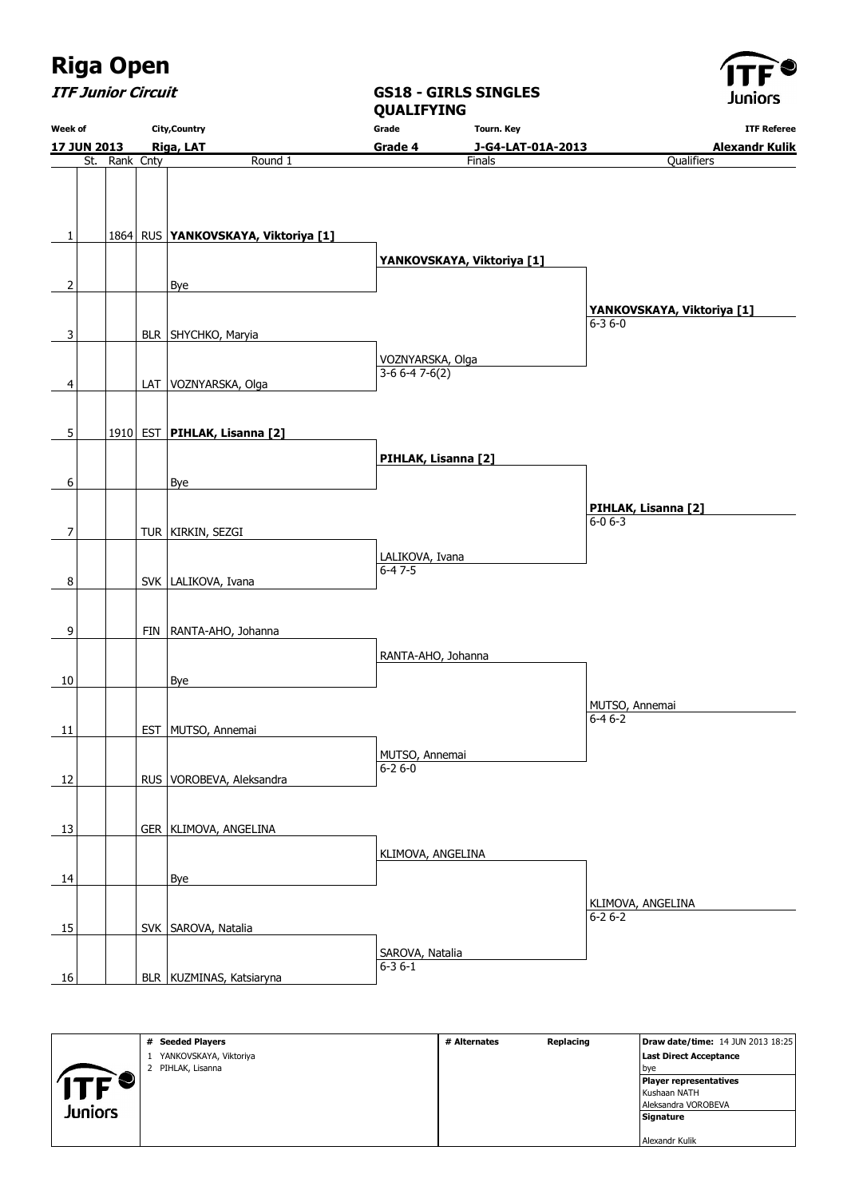# Riga Open

***ITF Junior Circuit***

## GS18 - GIRLS SINGLES QUALIFYING

| Week of | City,Country | Grade | Tourn. Key | ITF Referee |
|---|---|---|---|---|
| 17 JUN 2013 | Riga, LAT | Grade 4 | J-G4-LAT-01A-2013 | Alexandr Kulik |

| # | St. | Rank | Cnty | Round 1 | Finals | Qualifiers |
|---|---|---|---|---|---|---|
| 1 | | 1864 | RUS | **YANKOVSKAYA, Viktoriya [1]** | **YANKOVSKAYA, Viktoriya [1]** | **YANKOVSKAYA, Viktoriya [1]** 6-3 6-0 |
| 2 | | | | Bye | | |
| 3 | | | BLR | SHYCHKO, Maryia | VOZNYARSKA, Olga 3-6 6-4 7-6(2) | |
| 4 | | | LAT | VOZNYARSKA, Olga | | |
| 5 | | 1910 | EST | **PIHLAK, Lisanna [2]** | **PIHLAK, Lisanna [2]** | **PIHLAK, Lisanna [2]** 6-0 6-3 |
| 6 | | | | Bye | | |
| 7 | | | TUR | KIRKIN, SEZGI | LALIKOVA, Ivana 6-4 7-5 | |
| 8 | | | SVK | LALIKOVA, Ivana | | |
| 9 | | | FIN | RANTA-AHO, Johanna | RANTA-AHO, Johanna | MUTSO, Annemai 6-4 6-2 |
| 10 | | | | Bye | | |
| 11 | | | EST | MUTSO, Annemai | MUTSO, Annemai 6-2 6-0 | |
| 12 | | | RUS | VOROBEVA, Aleksandra | | |
| 13 | | | GER | KLIMOVA, ANGELINA | KLIMOVA, ANGELINA | KLIMOVA, ANGELINA 6-2 6-2 |
| 14 | | | | Bye | | |
| 15 | | | SVK | SAROVA, Natalia | SAROVA, Natalia 6-3 6-1 | |
| 16 | | | BLR | KUZMINAS, Katsiaryna | | |

| # Seeded Players | # Alternates | Replacing | |
|---|---|---|---|
| 1 YANKOVSKAYA, Viktoriya | | | **Draw date/time:** 14 JUN 2013 18:25 |
| 2 PIHLAK, Lisanna | | | **Last Direct Acceptance** bye |
| | | | **Player representatives** Kushaan NATH, Aleksandra VOROBEVA |
| | | | **Signature** Alexandr Kulik |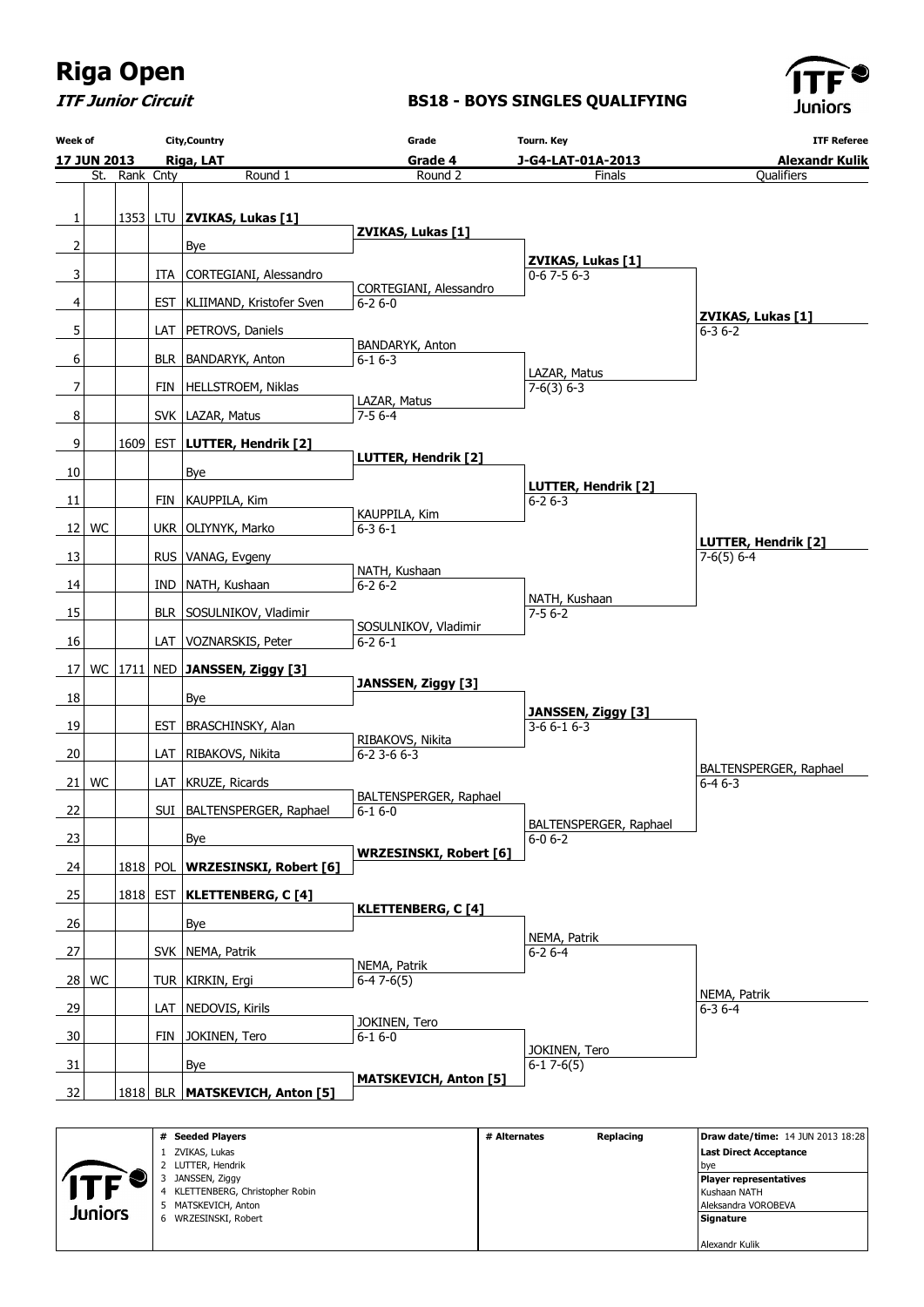# Riga Open

***ITF Junior Circuit***

## BS18 - BOYS SINGLES QUALIFYING

| Week of | City,Country | Grade | Tourn. Key | ITF Referee |
|---|---|---|---|---|
| 17 JUN 2013 | Riga, LAT | Grade 4 | J-G4-LAT-01A-2013 | Alexandr Kulik |

| # | St. | Rank | Cnty | Round 1 | Round 2 | Finals | Qualifiers |
|---|---|---|---|---|---|---|---|
| 1 | | 1353 | LTU | **ZVIKAS, Lukas [1]** | **ZVIKAS, Lukas [1]** | **ZVIKAS, Lukas [1]** 0-6 7-5 6-3 | **ZVIKAS, Lukas [1]** 6-3 6-2 |
| 2 | | | | Bye | | | |
| 3 | | | ITA | CORTEGIANI, Alessandro | CORTEGIANI, Alessandro 6-2 6-0 | | |
| 4 | | | EST | KLIIMAND, Kristofer Sven | | | |
| 5 | | | LAT | PETROVS, Daniels | BANDARYK, Anton 6-1 6-3 | LAZAR, Matus 7-6(3) 6-3 | |
| 6 | | | BLR | BANDARYK, Anton | | | |
| 7 | | | FIN | HELLSTROEM, Niklas | LAZAR, Matus 7-5 6-4 | | |
| 8 | | | SVK | LAZAR, Matus | | | |
| 9 | | 1609 | EST | **LUTTER, Hendrik [2]** | **LUTTER, Hendrik [2]** | **LUTTER, Hendrik [2]** 6-2 6-3 | **LUTTER, Hendrik [2]** 7-6(5) 6-4 |
| 10 | | | | Bye | | | |
| 11 | | | FIN | KAUPPILA, Kim | KAUPPILA, Kim 6-3 6-1 | | |
| 12 | WC | | UKR | OLIYNYK, Marko | | | |
| 13 | | | RUS | VANAG, Evgeny | NATH, Kushaan 6-2 6-2 | NATH, Kushaan 7-5 6-2 | |
| 14 | | | IND | NATH, Kushaan | | | |
| 15 | | | BLR | SOSULNIKOV, Vladimir | SOSULNIKOV, Vladimir 6-2 6-1 | | |
| 16 | | | LAT | VOZNARSKIS, Peter | | | |
| 17 | WC | 1711 | NED | **JANSSEN, Ziggy [3]** | **JANSSEN, Ziggy [3]** | **JANSSEN, Ziggy [3]** 3-6 6-1 6-3 | BALTENSPERGER, Raphael 6-4 6-3 |
| 18 | | | | Bye | | | |
| 19 | | | EST | BRASCHINSKY, Alan | RIBAKOVS, Nikita 6-2 3-6 6-3 | | |
| 20 | | | LAT | RIBAKOVS, Nikita | | | |
| 21 | WC | | LAT | KRUZE, Ricards | BALTENSPERGER, Raphael 6-1 6-0 | BALTENSPERGER, Raphael 6-0 6-2 | |
| 22 | | | SUI | BALTENSPERGER, Raphael | | | |
| 23 | | | | Bye | **WRZESINSKI, Robert [6]** | | |
| 24 | | 1818 | POL | **WRZESINSKI, Robert [6]** | | | |
| 25 | | 1818 | EST | **KLETTENBERG, C [4]** | **KLETTENBERG, C [4]** | NEMA, Patrik 6-2 6-4 | NEMA, Patrik 6-3 6-4 |
| 26 | | | | Bye | | | |
| 27 | | | SVK | NEMA, Patrik | NEMA, Patrik 6-4 7-6(5) | | |
| 28 | WC | | TUR | KIRKIN, Ergi | | | |
| 29 | | | LAT | NEDOVIS, Kirils | JOKINEN, Tero 6-1 6-0 | JOKINEN, Tero 6-1 7-6(5) | |
| 30 | | | FIN | JOKINEN, Tero | | | |
| 31 | | | | Bye | **MATSKEVICH, Anton [5]** | | |
| 32 | | 1818 | BLR | **MATSKEVICH, Anton [5]** | | | |

| # | Seeded Players | # Alternates | Replacing | |
|---|---|---|---|---|
| 1 | ZVIKAS, Lukas | | | **Draw date/time:** 14 JUN 2013 18:28 |
| 2 | LUTTER, Hendrik | | | **Last Direct Acceptance** bye |
| 3 | JANSSEN, Ziggy | | | **Player representatives** |
| 4 | KLETTENBERG, Christopher Robin | | | Kushaan NATH |
| 5 | MATSKEVICH, Anton | | | Aleksandra VOROBEVA |
| 6 | WRZESINSKI, Robert | | | **Signature** Alexandr Kulik |